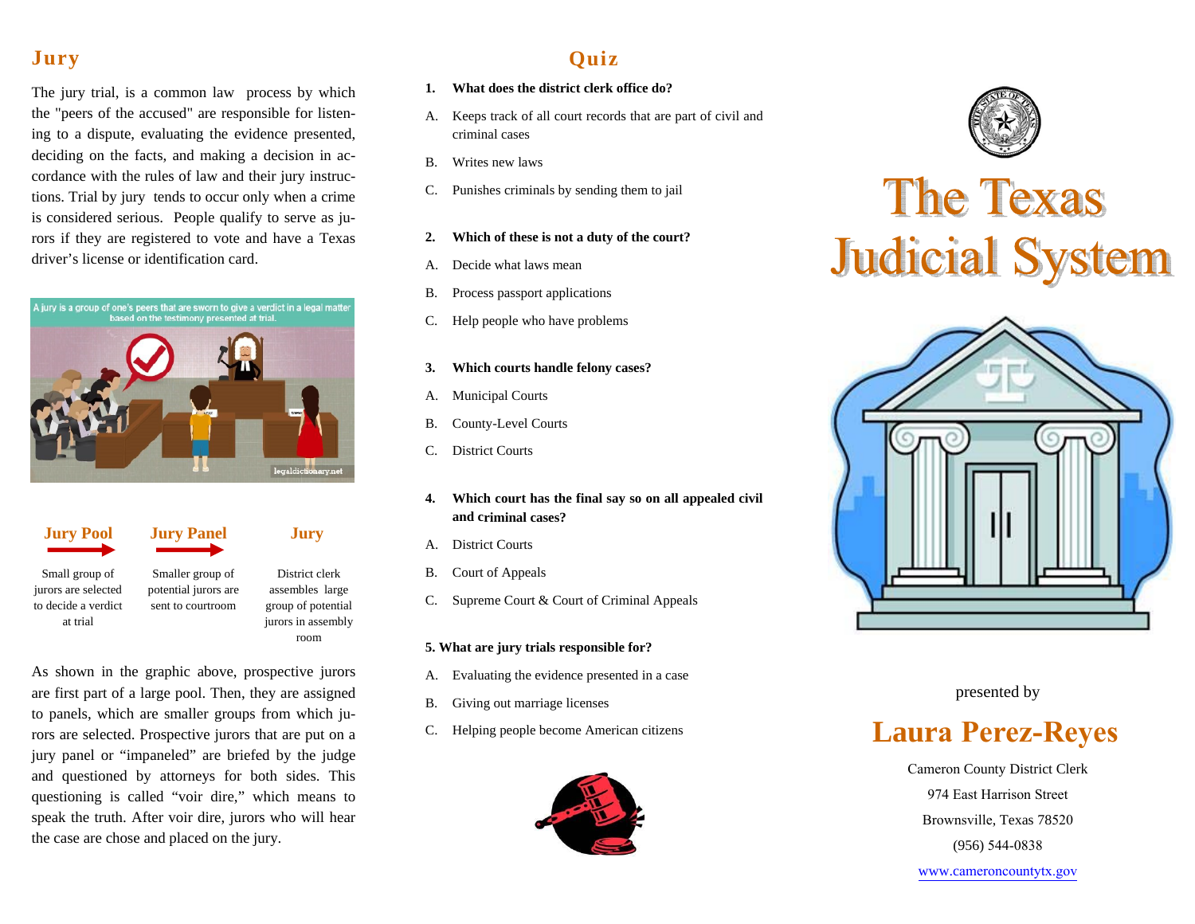## Jury

The jury trial, is a common law process by which the "peers of the accused" are responsible for listening to a dispute, evaluating the evidence presented, deciding on the facts, and making a decision in accordance with the rules of law and their jury instructions. Trial by jury tends to occur only when a crime is considered serious. People qualify to serve as jurors if they are registered to vote and have a Texas driver's license or identification card.

A jury is a group of one's peers that are sworn to give a verdict in a legal matter based on the testimony presented at trial.

**Jury Pool** → **Jury Panel** → **Jury**

- **Jury Pool:** District clerk assembles large group of potential jurors in assembly room
- **Jury Panel:** Smaller group of potential jurors are sent to courtroom
- **Jury:** Small group of jurors are selected to decide a verdict at trial

As shown in the graphic above, prospective jurors are first part of a large pool. Then, they are assigned to panels, which are smaller groups from which jurors are selected. Prospective jurors that are put on a jury panel or "impaneled" are briefed by the judge and questioned by attorneys for both sides. This questioning is called "voir dire," which means to speak the truth. After voir dire, jurors who will hear the case are chose and placed on the jury.

## Quiz

1. **What does the district clerk office do?**
   - A. Keeps track of all court records that are part of civil and criminal cases
   - B. Writes new laws
   - C. Punishes criminals by sending them to jail

2. **Which of these is not a duty of the court?**
   - A. Decide what laws mean
   - B. Process passport applications
   - C. Help people who have problems

3. **Which courts handle felony cases?**
   - A. Municipal Courts
   - B. County-Level Courts
   - C. District Courts

4. **Which court has the final say so on all appealed civil and criminal cases?**
   - A. District Courts
   - B. Court of Appeals
   - C. Supreme Court & Court of Criminal Appeals

5. **What are jury trials responsible for?**
   - A. Evaluating the evidence presented in a case
   - B. Giving out marriage licenses
   - C. Helping people become American citizens

# The Texas Judicial System

presented by

## Laura Perez-Reyes

Cameron County District Clerk

974 East Harrison Street

Brownsville, Texas 78520

(956) 544-0838

www.cameroncountytx.gov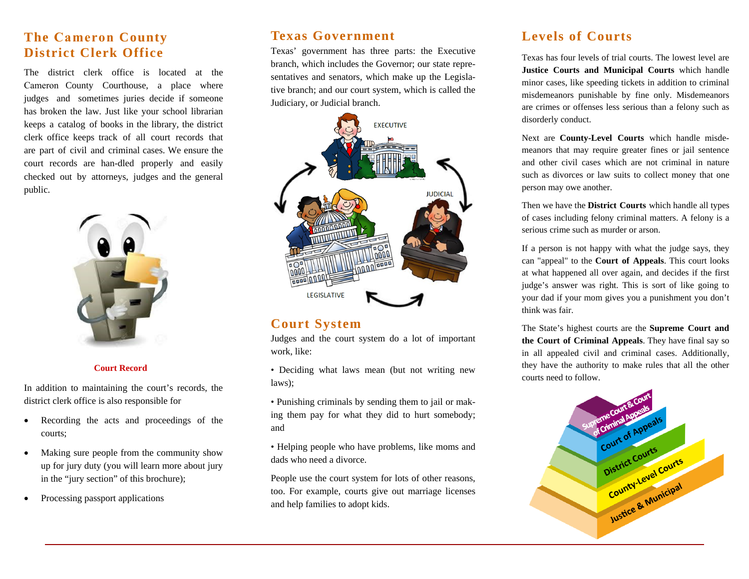## The Cameron County District Clerk Office

The district clerk office is located at the Cameron County Courthouse, a place where judges and sometimes juries decide if someone has broken the law. Just like your school librarian keeps a catalog of books in the library, the district clerk office keeps track of all court records that are part of civil and criminal cases. We ensure the court records are han-dled properly and easily checked out by attorneys, judges and the general public.

**Court Record**

In addition to maintaining the court's records, the district clerk office is also responsible for

- Recording the acts and proceedings of the courts;
- Making sure people from the community show up for jury duty (you will learn more about jury in the "jury section" of this brochure);
- Processing passport applications

## Texas Government

Texas' government has three parts: the Executive branch, which includes the Governor; our state repre-sentatives and senators, which make up the Legisla-tive branch; and our court system, which is called the Judiciary, or Judicial branch.

EXECUTIVE

JUDICIAL

LEGISLATIVE

## Court System

Judges and the court system do a lot of important work, like:

• Deciding what laws mean (but not writing new laws);

• Punishing criminals by sending them to jail or mak-ing them pay for what they did to hurt somebody; and

• Helping people who have problems, like moms and dads who need a divorce.

People use the court system for lots of other reasons, too. For example, courts give out marriage licenses and help families to adopt kids.

## Levels of Courts

Texas has four levels of trial courts. The lowest level are **Justice Courts and Municipal Courts** which handle minor cases, like speeding tickets in addition to criminal misdemeanors punishable by fine only. Misdemeanors are crimes or offenses less serious than a felony such as disorderly conduct.

Next are **County-Level Courts** which handle misde-meanors that may require greater fines or jail sentence and other civil cases which are not criminal in nature such as divorces or law suits to collect money that one person may owe another.

Then we have the **District Courts** which handle all types of cases including felony criminal matters. A felony is a serious crime such as murder or arson.

If a person is not happy with what the judge says, they can "appeal" to the **Court of Appeals**. This court looks at what happened all over again, and decides if the first judge's answer was right. This is sort of like going to your dad if your mom gives you a punishment you don't think was fair.

The State's highest courts are the **Supreme Court and the Court of Criminal Appeals**. They have final say so in all appealed civil and criminal cases. Additionally, they have the authority to make rules that all the other courts need to follow.

Supreme Court & Court of Criminal Appeals

Court of Appeals

District Courts

County-Level Courts

Justice & Municipal